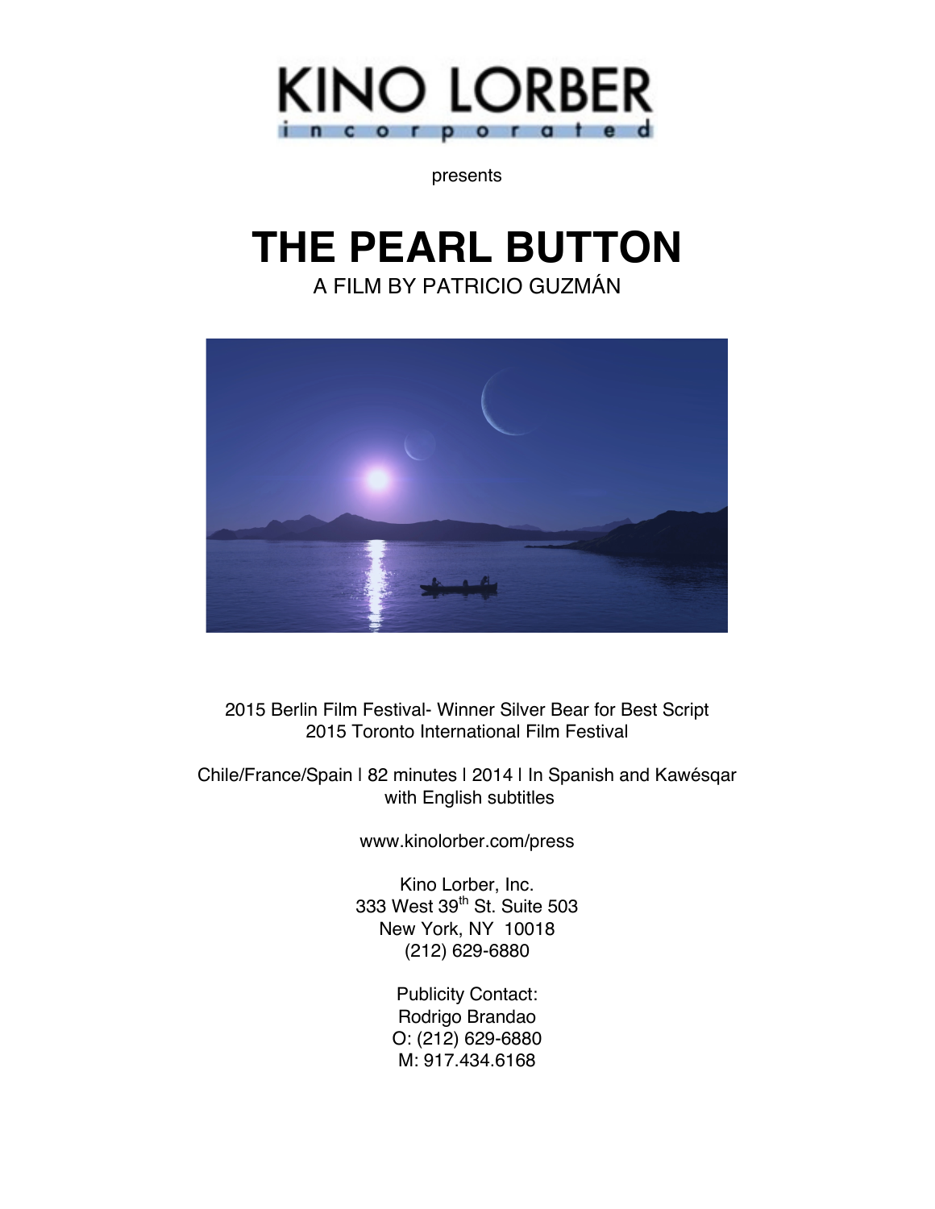KINO LORBER
incorporated

presents

# THE PEARL BUTTON

A FILM BY PATRICIO GUZMÁN

2015 Berlin Film Festival- Winner Silver Bear for Best Script
2015 Toronto International Film Festival

Chile/France/Spain | 82 minutes | 2014 | In Spanish and Kawésqar with English subtitles

www.kinolorber.com/press

Kino Lorber, Inc.
333 West 39th St. Suite 503
New York, NY 10018
(212) 629-6880

Publicity Contact:
Rodrigo Brandao
O: (212) 629-6880
M: 917.434.6168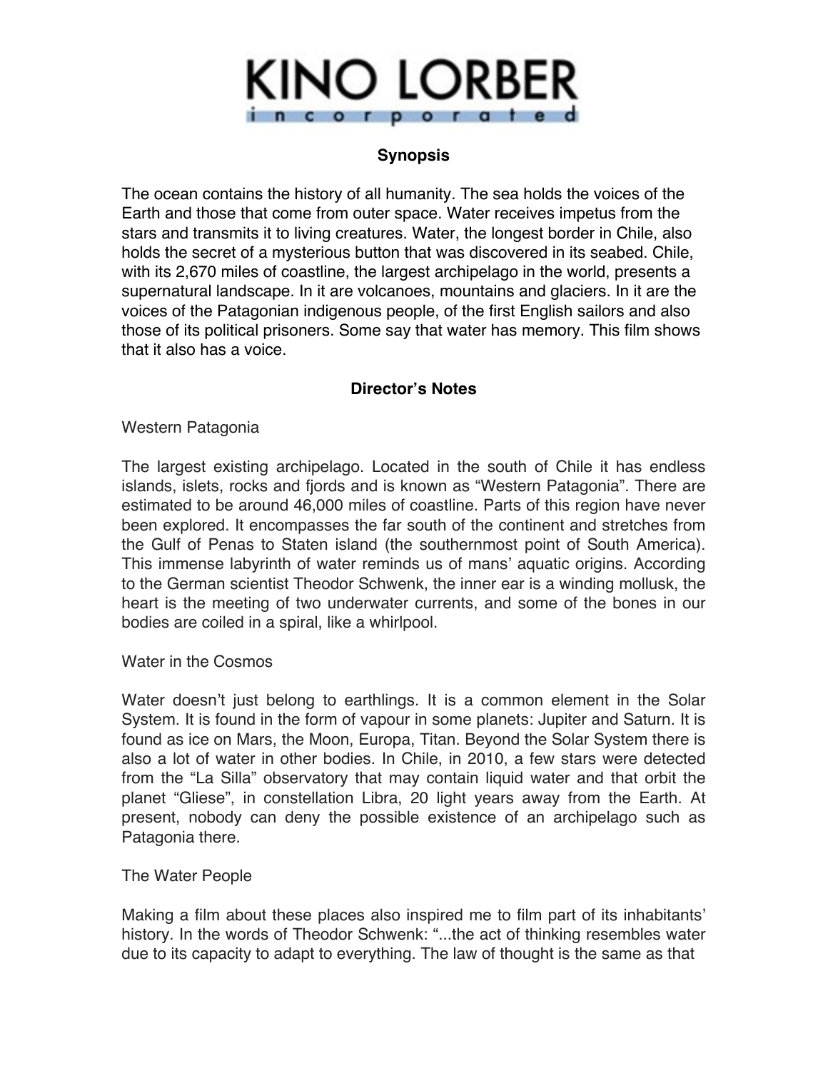# KINO LORBER

incorporated

## Synopsis

The ocean contains the history of all humanity. The sea holds the voices of the Earth and those that come from outer space. Water receives impetus from the stars and transmits it to living creatures. Water, the longest border in Chile, also holds the secret of a mysterious button that was discovered in its seabed. Chile, with its 2,670 miles of coastline, the largest archipelago in the world, presents a supernatural landscape. In it are volcanoes, mountains and glaciers. In it are the voices of the Patagonian indigenous people, of the first English sailors and also those of its political prisoners. Some say that water has memory. This film shows that it also has a voice.

## Director's Notes

Western Patagonia

The largest existing archipelago. Located in the south of Chile it has endless islands, islets, rocks and fjords and is known as "Western Patagonia". There are estimated to be around 46,000 miles of coastline. Parts of this region have never been explored. It encompasses the far south of the continent and stretches from the Gulf of Penas to Staten island (the southernmost point of South America). This immense labyrinth of water reminds us of mans' aquatic origins. According to the German scientist Theodor Schwenk, the inner ear is a winding mollusk, the heart is the meeting of two underwater currents, and some of the bones in our bodies are coiled in a spiral, like a whirlpool.

Water in the Cosmos

Water doesn't just belong to earthlings. It is a common element in the Solar System. It is found in the form of vapour in some planets: Jupiter and Saturn. It is found as ice on Mars, the Moon, Europa, Titan. Beyond the Solar System there is also a lot of water in other bodies. In Chile, in 2010, a few stars were detected from the "La Silla" observatory that may contain liquid water and that orbit the planet "Gliese", in constellation Libra, 20 light years away from the Earth. At present, nobody can deny the possible existence of an archipelago such as Patagonia there.

The Water People

Making a film about these places also inspired me to film part of its inhabitants' history. In the words of Theodor Schwenk: "...the act of thinking resembles water due to its capacity to adapt to everything. The law of thought is the same as that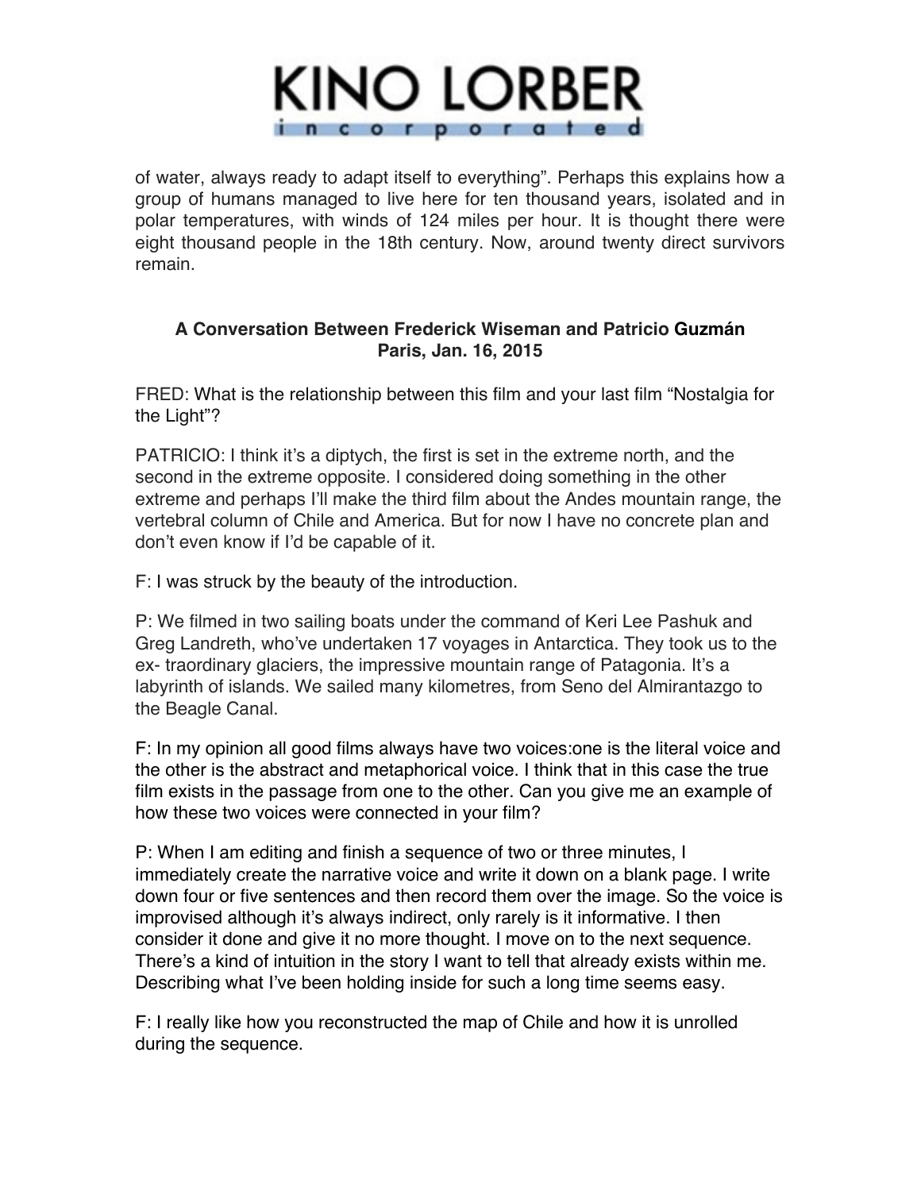of water, always ready to adapt itself to everything". Perhaps this explains how a group of humans managed to live here for ten thousand years, isolated and in polar temperatures, with winds of 124 miles per hour. It is thought there were eight thousand people in the 18th century. Now, around twenty direct survivors remain.

**A Conversation Between Frederick Wiseman and Patricio Guzmán**
**Paris, Jan. 16, 2015**

FRED: What is the relationship between this film and your last film "Nostalgia for the Light"?

PATRICIO: I think it's a diptych, the first is set in the extreme north, and the second in the extreme opposite. I considered doing something in the other extreme and perhaps I'll make the third film about the Andes mountain range, the vertebral column of Chile and America. But for now I have no concrete plan and don't even know if I'd be capable of it.

F: I was struck by the beauty of the introduction.

P: We filmed in two sailing boats under the command of Keri Lee Pashuk and Greg Landreth, who've undertaken 17 voyages in Antarctica. They took us to the ex- traordinary glaciers, the impressive mountain range of Patagonia. It's a labyrinth of islands. We sailed many kilometres, from Seno del Almirantazgo to the Beagle Canal.

F: In my opinion all good films always have two voices:one is the literal voice and the other is the abstract and metaphorical voice. I think that in this case the true film exists in the passage from one to the other. Can you give me an example of how these two voices were connected in your film?

P: When I am editing and finish a sequence of two or three minutes, I immediately create the narrative voice and write it down on a blank page. I write down four or five sentences and then record them over the image. So the voice is improvised although it's always indirect, only rarely is it informative. I then consider it done and give it no more thought. I move on to the next sequence. There's a kind of intuition in the story I want to tell that already exists within me. Describing what I've been holding inside for such a long time seems easy.

F: I really like how you reconstructed the map of Chile and how it is unrolled during the sequence.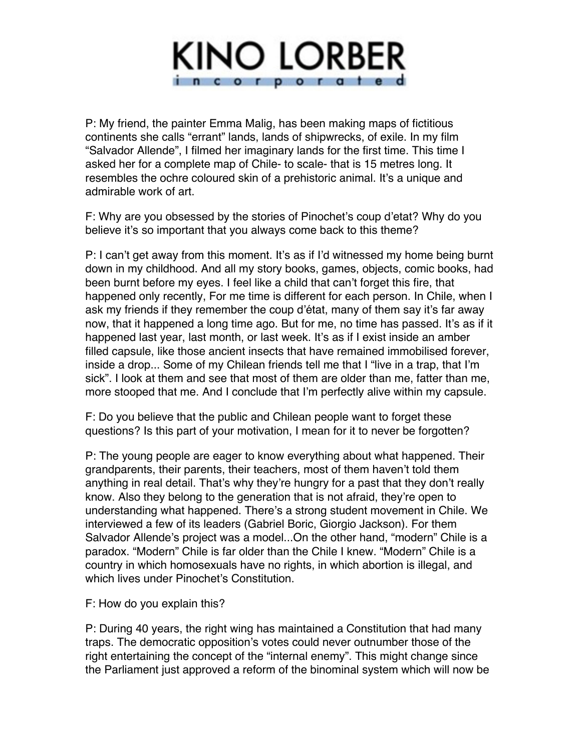P: My friend, the painter Emma Malig, has been making maps of fictitious continents she calls “errant” lands, lands of shipwrecks, of exile. In my film “Salvador Allende”, I filmed her imaginary lands for the first time. This time I asked her for a complete map of Chile- to scale- that is 15 metres long. It resembles the ochre coloured skin of a prehistoric animal. It’s a unique and admirable work of art.

F: Why are you obsessed by the stories of Pinochet’s coup d’etat? Why do you believe it’s so important that you always come back to this theme?

P: I can’t get away from this moment. It’s as if I’d witnessed my home being burnt down in my childhood. And all my story books, games, objects, comic books, had been burnt before my eyes. I feel like a child that can’t forget this fire, that happened only recently, For me time is different for each person. In Chile, when I ask my friends if they remember the coup d’état, many of them say it’s far away now, that it happened a long time ago. But for me, no time has passed. It’s as if it happened last year, last month, or last week. It’s as if I exist inside an amber filled capsule, like those ancient insects that have remained immobilised forever, inside a drop... Some of my Chilean friends tell me that I “live in a trap, that I’m sick”. I look at them and see that most of them are older than me, fatter than me, more stooped that me. And I conclude that I’m perfectly alive within my capsule.

F: Do you believe that the public and Chilean people want to forget these questions? Is this part of your motivation, I mean for it to never be forgotten?

P: The young people are eager to know everything about what happened. Their grandparents, their parents, their teachers, most of them haven’t told them anything in real detail. That’s why they’re hungry for a past that they don’t really know. Also they belong to the generation that is not afraid, they’re open to understanding what happened. There’s a strong student movement in Chile. We interviewed a few of its leaders (Gabriel Boric, Giorgio Jackson). For them Salvador Allende’s project was a model...On the other hand, “modern” Chile is a paradox. “Modern” Chile is far older than the Chile I knew. “Modern” Chile is a country in which homosexuals have no rights, in which abortion is illegal, and which lives under Pinochet’s Constitution.

F: How do you explain this?

P: During 40 years, the right wing has maintained a Constitution that had many traps. The democratic opposition’s votes could never outnumber those of the right entertaining the concept of the “internal enemy”. This might change since the Parliament just approved a reform of the binominal system which will now be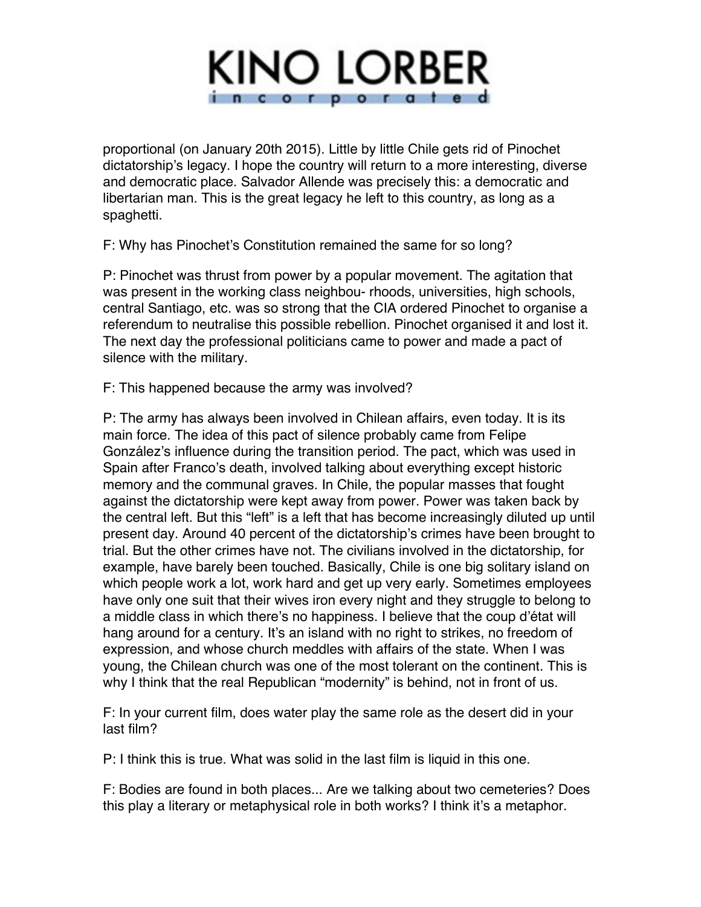proportional (on January 20th 2015). Little by little Chile gets rid of Pinochet dictatorship's legacy. I hope the country will return to a more interesting, diverse and democratic place. Salvador Allende was precisely this: a democratic and libertarian man. This is the great legacy he left to this country, as long as a spaghetti.

F: Why has Pinochet's Constitution remained the same for so long?

P: Pinochet was thrust from power by a popular movement. The agitation that was present in the working class neighbou- rhoods, universities, high schools, central Santiago, etc. was so strong that the CIA ordered Pinochet to organise a referendum to neutralise this possible rebellion. Pinochet organised it and lost it. The next day the professional politicians came to power and made a pact of silence with the military.

F: This happened because the army was involved?

P: The army has always been involved in Chilean affairs, even today. It is its main force. The idea of this pact of silence probably came from Felipe González's influence during the transition period. The pact, which was used in Spain after Franco's death, involved talking about everything except historic memory and the communal graves. In Chile, the popular masses that fought against the dictatorship were kept away from power. Power was taken back by the central left. But this "left" is a left that has become increasingly diluted up until present day. Around 40 percent of the dictatorship's crimes have been brought to trial. But the other crimes have not. The civilians involved in the dictatorship, for example, have barely been touched. Basically, Chile is one big solitary island on which people work a lot, work hard and get up very early. Sometimes employees have only one suit that their wives iron every night and they struggle to belong to a middle class in which there's no happiness. I believe that the coup d'état will hang around for a century. It's an island with no right to strikes, no freedom of expression, and whose church meddles with affairs of the state. When I was young, the Chilean church was one of the most tolerant on the continent. This is why I think that the real Republican "modernity" is behind, not in front of us.

F: In your current film, does water play the same role as the desert did in your last film?

P: I think this is true. What was solid in the last film is liquid in this one.

F: Bodies are found in both places... Are we talking about two cemeteries? Does this play a literary or metaphysical role in both works? I think it's a metaphor.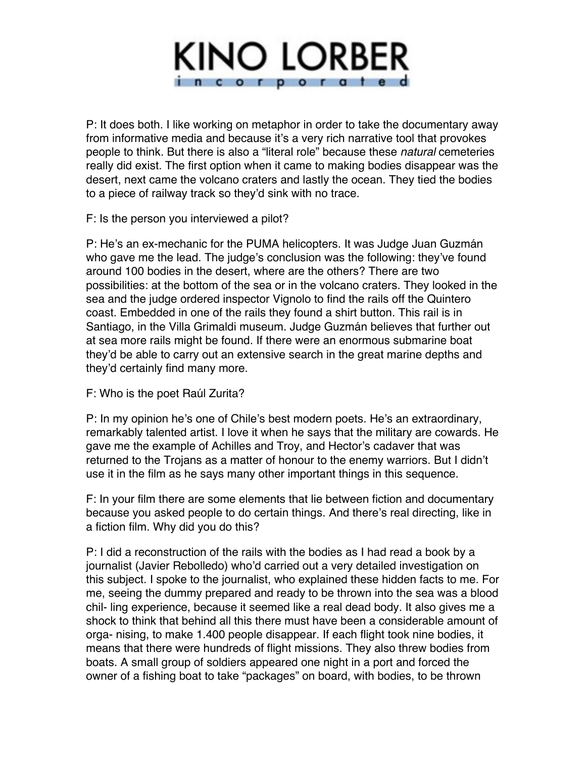P: It does both. I like working on metaphor in order to take the documentary away from informative media and because it's a very rich narrative tool that provokes people to think. But there is also a "literal role" because these *natural* cemeteries really did exist. The first option when it came to making bodies disappear was the desert, next came the volcano craters and lastly the ocean. They tied the bodies to a piece of railway track so they'd sink with no trace.

F: Is the person you interviewed a pilot?

P: He's an ex-mechanic for the PUMA helicopters. It was Judge Juan Guzmán who gave me the lead. The judge's conclusion was the following: they've found around 100 bodies in the desert, where are the others? There are two possibilities: at the bottom of the sea or in the volcano craters. They looked in the sea and the judge ordered inspector Vignolo to find the rails off the Quintero coast. Embedded in one of the rails they found a shirt button. This rail is in Santiago, in the Villa Grimaldi museum. Judge Guzmán believes that further out at sea more rails might be found. If there were an enormous submarine boat they'd be able to carry out an extensive search in the great marine depths and they'd certainly find many more.

F: Who is the poet Raúl Zurita?

P: In my opinion he's one of Chile's best modern poets. He's an extraordinary, remarkably talented artist. I love it when he says that the military are cowards. He gave me the example of Achilles and Troy, and Hector's cadaver that was returned to the Trojans as a matter of honour to the enemy warriors. But I didn't use it in the film as he says many other important things in this sequence.

F: In your film there are some elements that lie between fiction and documentary because you asked people to do certain things. And there's real directing, like in a fiction film. Why did you do this?

P: I did a reconstruction of the rails with the bodies as I had read a book by a journalist (Javier Rebolledo) who'd carried out a very detailed investigation on this subject. I spoke to the journalist, who explained these hidden facts to me. For me, seeing the dummy prepared and ready to be thrown into the sea was a blood chilling experience, because it seemed like a real dead body. It also gives me a shock to think that behind all this there must have been a considerable amount of organising, to make 1.400 people disappear. If each flight took nine bodies, it means that there were hundreds of flight missions. They also threw bodies from boats. A small group of soldiers appeared one night in a port and forced the owner of a fishing boat to take "packages" on board, with bodies, to be thrown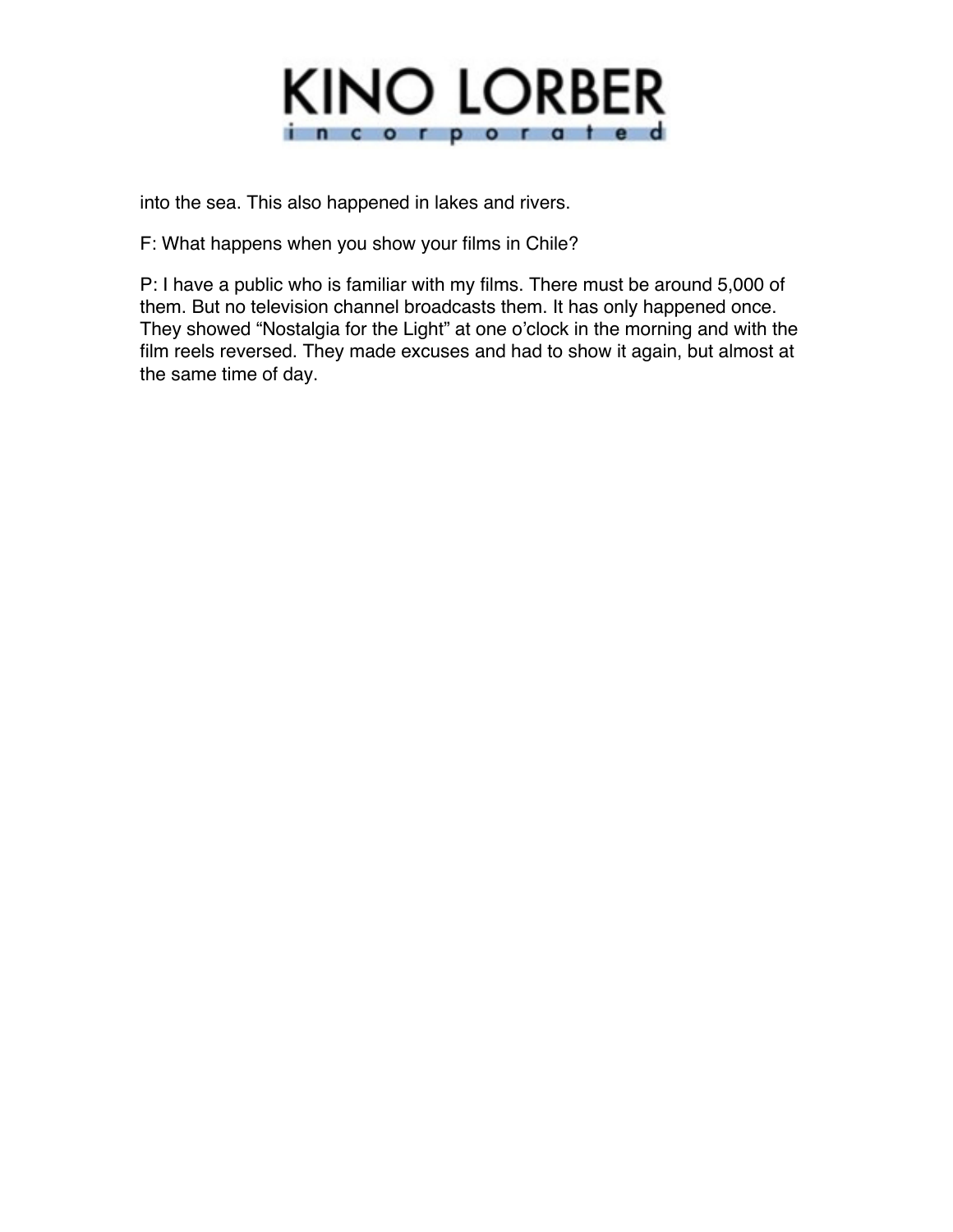into the sea. This also happened in lakes and rivers.

F: What happens when you show your films in Chile?

P: I have a public who is familiar with my films. There must be around 5,000 of them. But no television channel broadcasts them. It has only happened once. They showed “Nostalgia for the Light” at one o’clock in the morning and with the film reels reversed. They made excuses and had to show it again, but almost at the same time of day.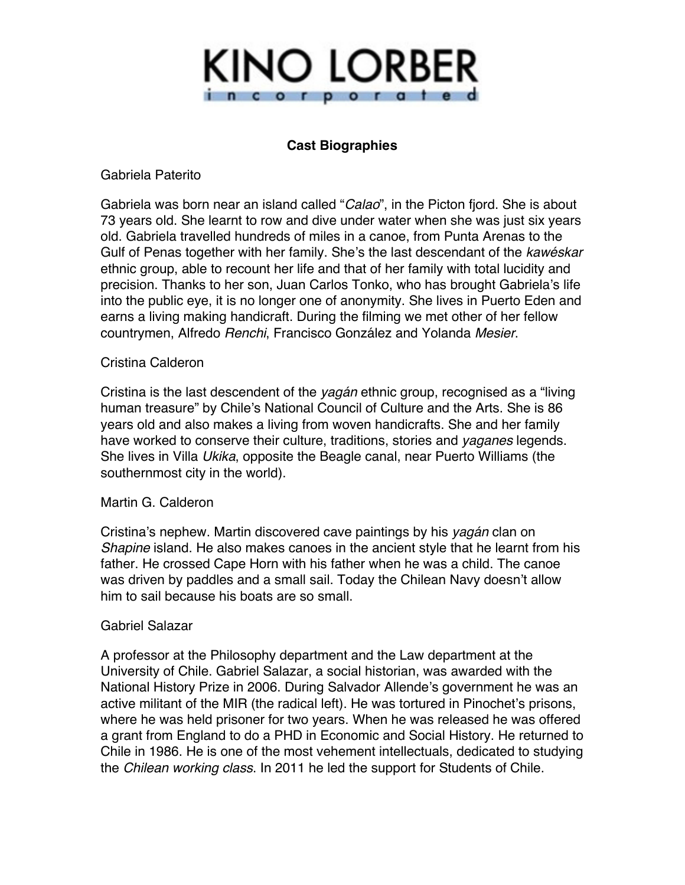## Cast Biographies

Gabriela Paterito

Gabriela was born near an island called "*Calao*", in the Picton fjord. She is about 73 years old. She learnt to row and dive under water when she was just six years old. Gabriela travelled hundreds of miles in a canoe, from Punta Arenas to the Gulf of Penas together with her family. She's the last descendant of the *kawéskar* ethnic group, able to recount her life and that of her family with total lucidity and precision. Thanks to her son, Juan Carlos Tonko, who has brought Gabriela's life into the public eye, it is no longer one of anonymity. She lives in Puerto Eden and earns a living making handicraft. During the filming we met other of her fellow countrymen, Alfredo *Renchi*, Francisco González and Yolanda *Mesier*.

Cristina Calderon

Cristina is the last descendent of the *yagán* ethnic group, recognised as a "living human treasure" by Chile's National Council of Culture and the Arts. She is 86 years old and also makes a living from woven handicrafts. She and her family have worked to conserve their culture, traditions, stories and *yaganes* legends. She lives in Villa *Ukika*, opposite the Beagle canal, near Puerto Williams (the southernmost city in the world).

Martin G. Calderon

Cristina's nephew. Martin discovered cave paintings by his *yagán* clan on *Shapine* island. He also makes canoes in the ancient style that he learnt from his father. He crossed Cape Horn with his father when he was a child. The canoe was driven by paddles and a small sail. Today the Chilean Navy doesn't allow him to sail because his boats are so small.

Gabriel Salazar

A professor at the Philosophy department and the Law department at the University of Chile. Gabriel Salazar, a social historian, was awarded with the National History Prize in 2006. During Salvador Allende's government he was an active militant of the MIR (the radical left). He was tortured in Pinochet's prisons, where he was held prisoner for two years. When he was released he was offered a grant from England to do a PHD in Economic and Social History. He returned to Chile in 1986. He is one of the most vehement intellectuals, dedicated to studying the *Chilean working class*. In 2011 he led the support for Students of Chile.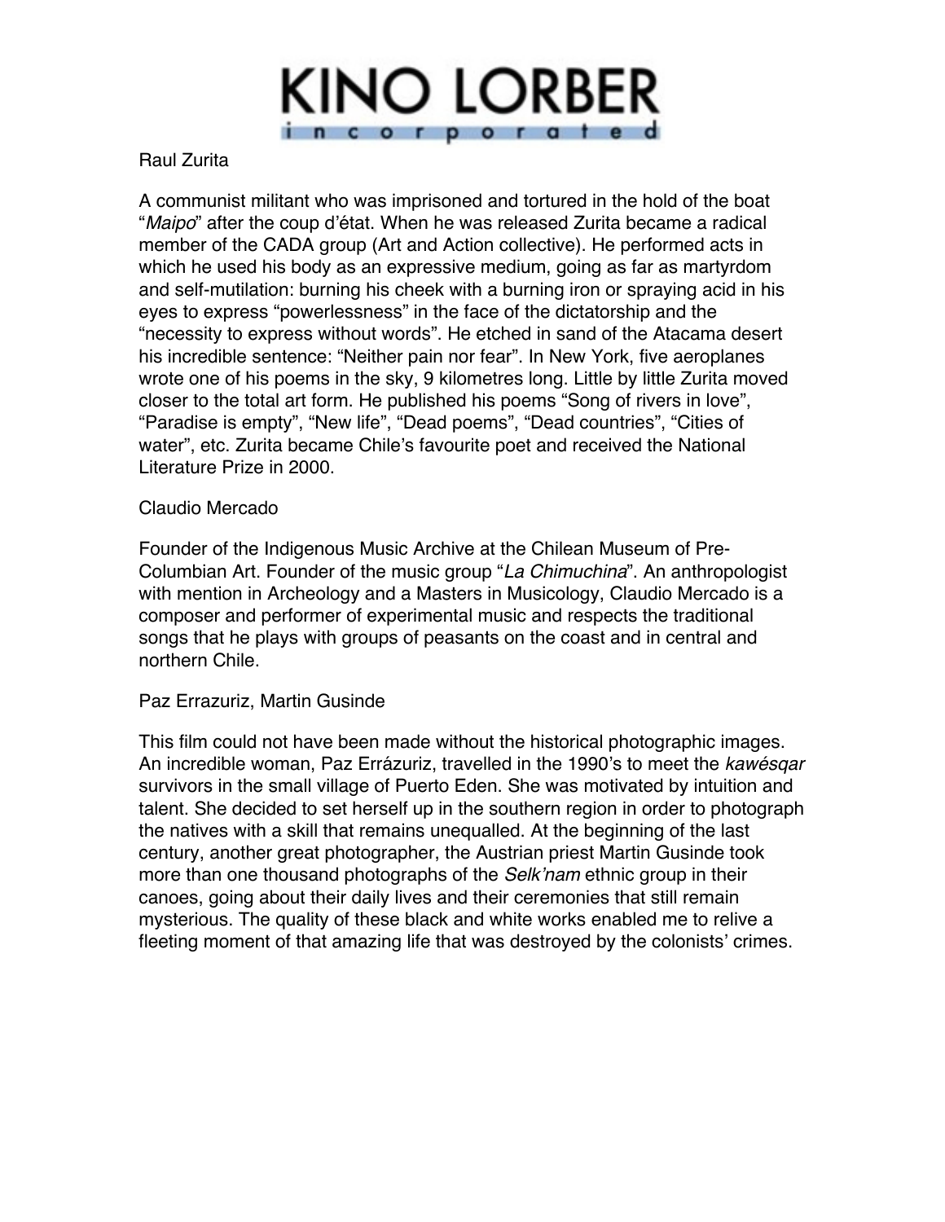Raul Zurita

A communist militant who was imprisoned and tortured in the hold of the boat "*Maipo*" after the coup d'état. When he was released Zurita became a radical member of the CADA group (Art and Action collective). He performed acts in which he used his body as an expressive medium, going as far as martyrdom and self-mutilation: burning his cheek with a burning iron or spraying acid in his eyes to express "powerlessness" in the face of the dictatorship and the "necessity to express without words". He etched in sand of the Atacama desert his incredible sentence: "Neither pain nor fear". In New York, five aeroplanes wrote one of his poems in the sky, 9 kilometres long. Little by little Zurita moved closer to the total art form. He published his poems "Song of rivers in love", "Paradise is empty", "New life", "Dead poems", "Dead countries", "Cities of water", etc. Zurita became Chile's favourite poet and received the National Literature Prize in 2000.

Claudio Mercado

Founder of the Indigenous Music Archive at the Chilean Museum of Pre-Columbian Art. Founder of the music group "*La Chimuchina*". An anthropologist with mention in Archeology and a Masters in Musicology, Claudio Mercado is a composer and performer of experimental music and respects the traditional songs that he plays with groups of peasants on the coast and in central and northern Chile.

Paz Errazuriz, Martin Gusinde

This film could not have been made without the historical photographic images. An incredible woman, Paz Errázuriz, travelled in the 1990's to meet the *kawésqar* survivors in the small village of Puerto Eden. She was motivated by intuition and talent. She decided to set herself up in the southern region in order to photograph the natives with a skill that remains unequalled. At the beginning of the last century, another great photographer, the Austrian priest Martin Gusinde took more than one thousand photographs of the *Selk'nam* ethnic group in their canoes, going about their daily lives and their ceremonies that still remain mysterious. The quality of these black and white works enabled me to relive a fleeting moment of that amazing life that was destroyed by the colonists' crimes.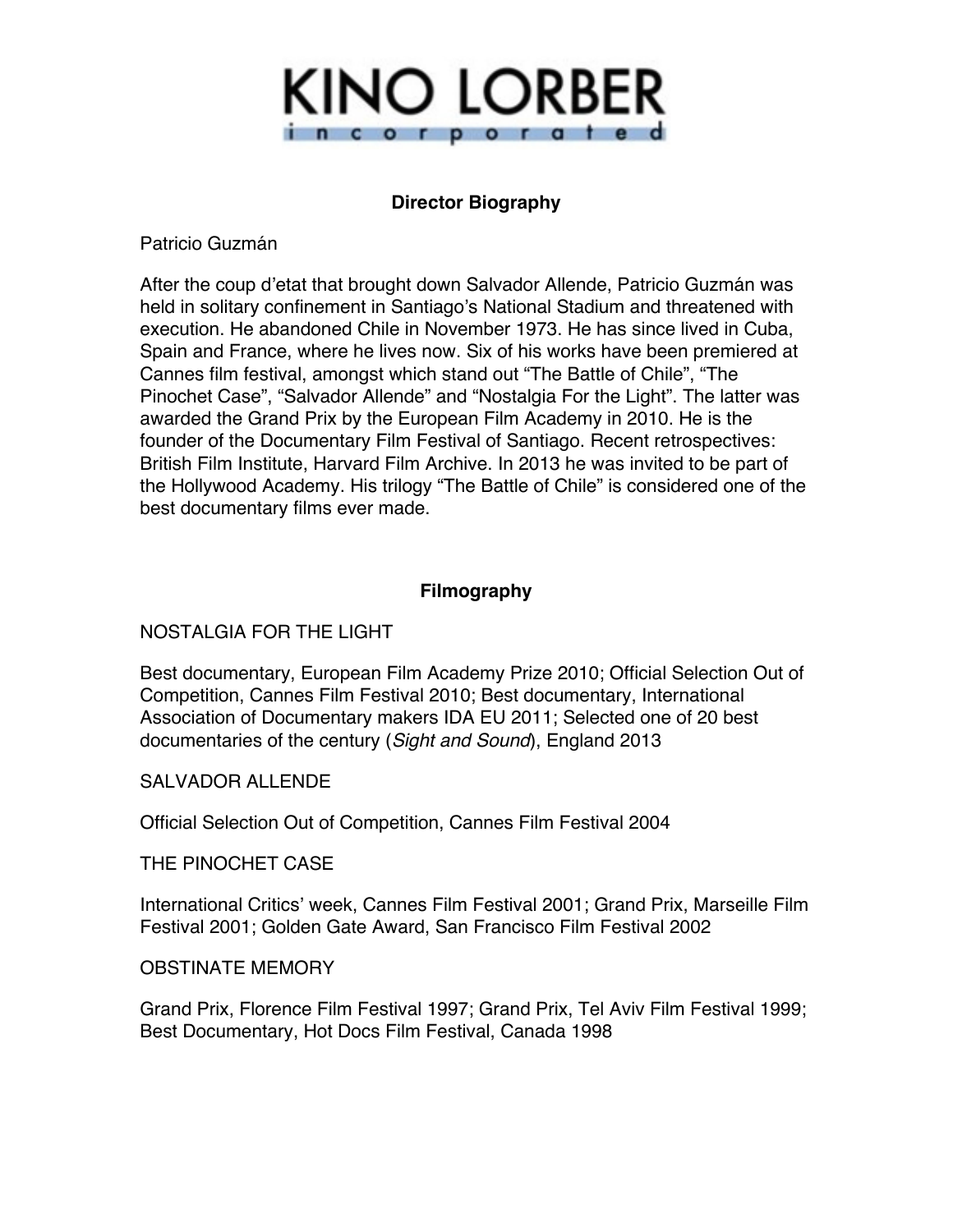KINO LORBER
incorporated

## Director Biography

Patricio Guzmán

After the coup d'etat that brought down Salvador Allende, Patricio Guzmán was held in solitary confinement in Santiago's National Stadium and threatened with execution. He abandoned Chile in November 1973. He has since lived in Cuba, Spain and France, where he lives now. Six of his works have been premiered at Cannes film festival, amongst which stand out "The Battle of Chile", "The Pinochet Case", "Salvador Allende" and "Nostalgia For the Light". The latter was awarded the Grand Prix by the European Film Academy in 2010. He is the founder of the Documentary Film Festival of Santiago. Recent retrospectives: British Film Institute, Harvard Film Archive. In 2013 he was invited to be part of the Hollywood Academy. His trilogy "The Battle of Chile" is considered one of the best documentary films ever made.

## Filmography

NOSTALGIA FOR THE LIGHT

Best documentary, European Film Academy Prize 2010; Official Selection Out of Competition, Cannes Film Festival 2010; Best documentary, International Association of Documentary makers IDA EU 2011; Selected one of 20 best documentaries of the century (*Sight and Sound*), England 2013

SALVADOR ALLENDE

Official Selection Out of Competition, Cannes Film Festival 2004

THE PINOCHET CASE

International Critics' week, Cannes Film Festival 2001; Grand Prix, Marseille Film Festival 2001; Golden Gate Award, San Francisco Film Festival 2002

OBSTINATE MEMORY

Grand Prix, Florence Film Festival 1997; Grand Prix, Tel Aviv Film Festival 1999; Best Documentary, Hot Docs Film Festival, Canada 1998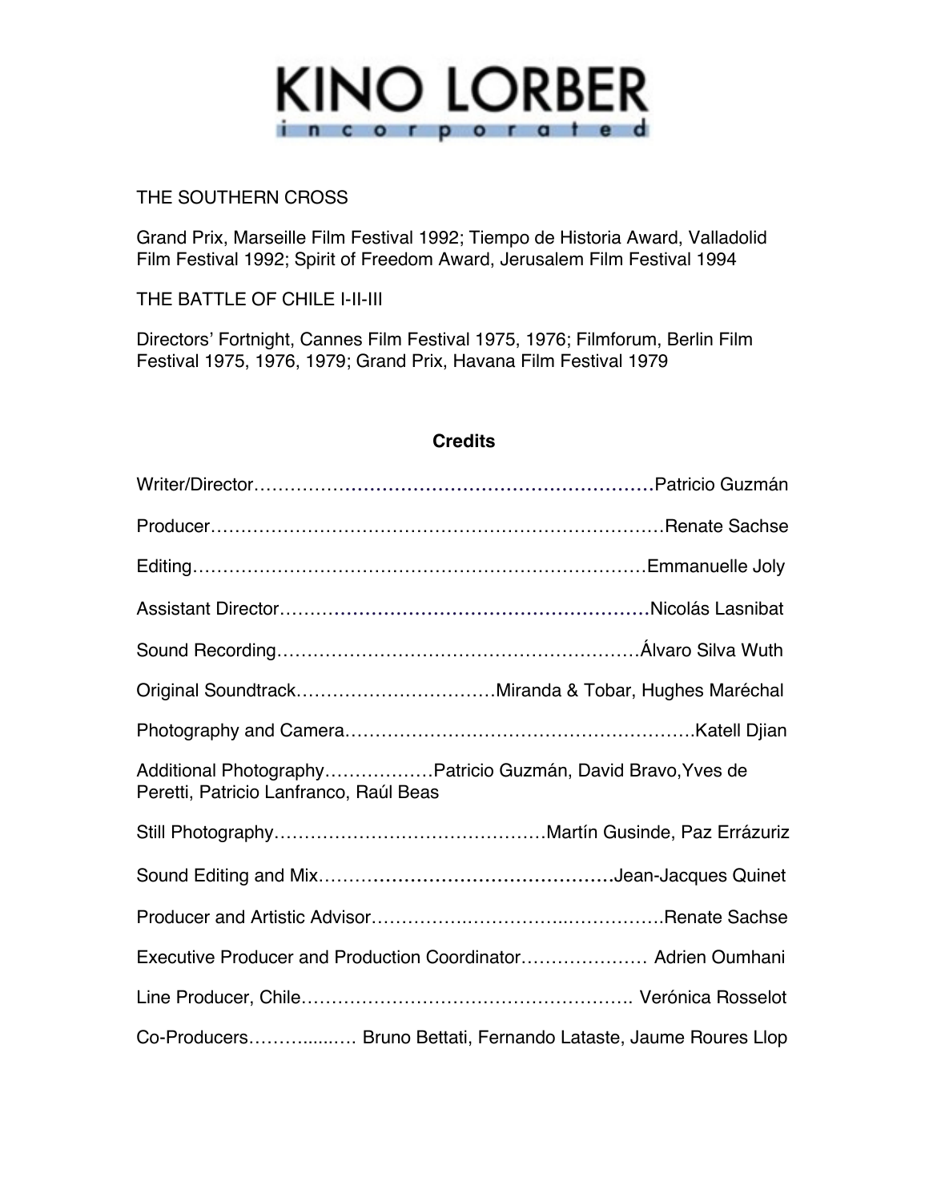# KINO LORBER
incorporated

THE SOUTHERN CROSS

Grand Prix, Marseille Film Festival 1992; Tiempo de Historia Award, Valladolid Film Festival 1992; Spirit of Freedom Award, Jerusalem Film Festival 1994

THE BATTLE OF CHILE I-II-III

Directors' Fortnight, Cannes Film Festival 1975, 1976; Filmforum, Berlin Film Festival 1975, 1976, 1979; Grand Prix, Havana Film Festival 1979

**Credits**

Writer/Director…………………………………………………………Patricio Guzmán

Producer…………………………………………………………………Renate Sachse

Editing…………………………………………………………………Emmanuelle Joly

Assistant Director……………………………………………………Nicolás Lasnibat

Sound Recording……………………………………………………Álvaro Silva Wuth

Original Soundtrack……………………………Miranda & Tobar, Hughes Maréchal

Photography and Camera…………………………………………………Katell Djian

Additional Photography………………Patricio Guzmán, David Bravo,Yves de Peretti, Patricio Lanfranco, Raúl Beas

Still Photography………………………………………Martín Gusinde, Paz Errázuriz

Sound Editing and Mix…………………………………………Jean-Jacques Quinet

Producer and Artistic Advisor……………………………………………Renate Sachse

Executive Producer and Production Coordinator………………… Adrien Oumhani

Line Producer, Chile………………………………………………. Verónica Rosselot

Co-Producers……………… Bruno Bettati, Fernando Lataste, Jaume Roures Llop